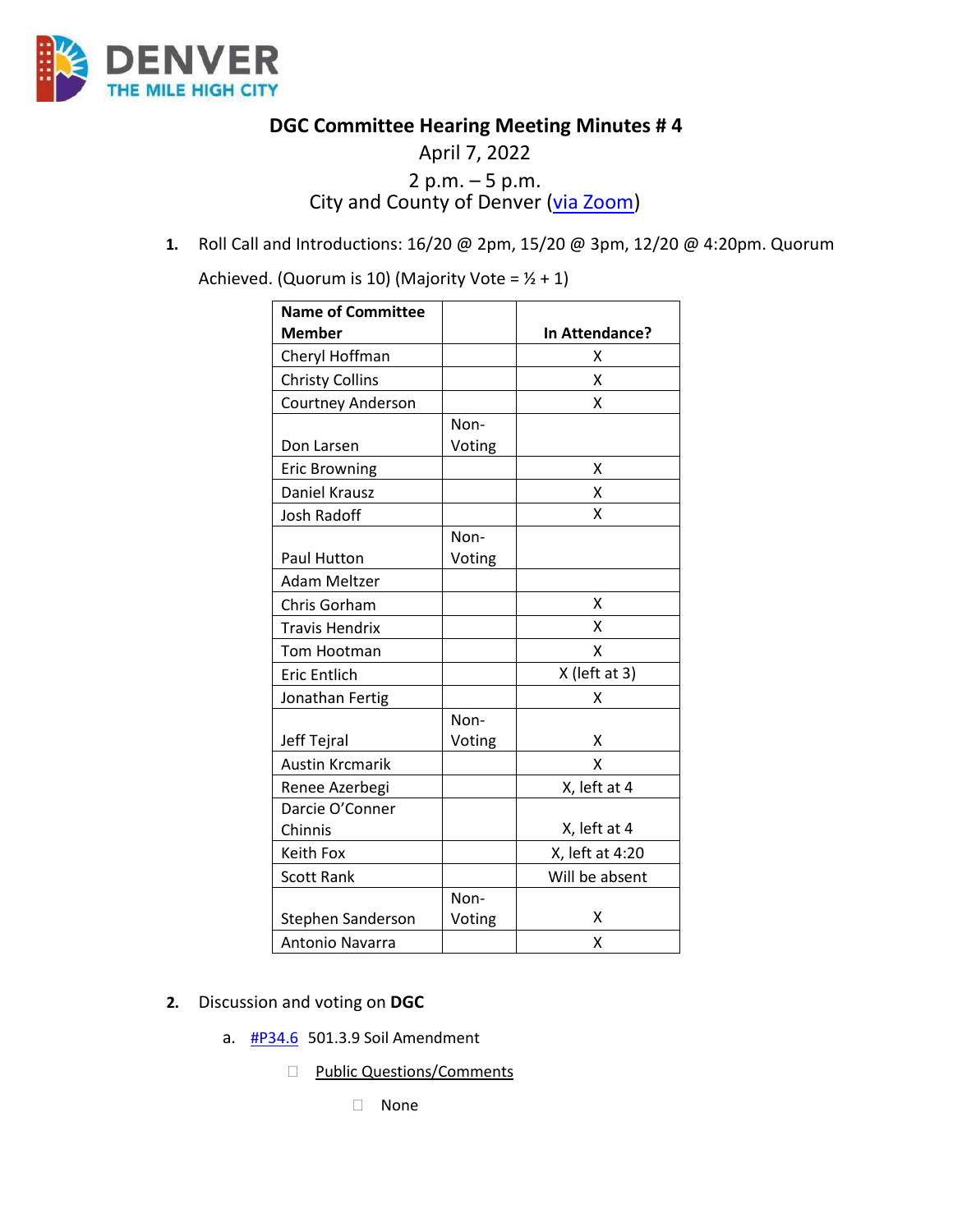# DGC Committee Hearing Meeting Minutes # 4

April 7, 2022

2 p.m. – 5 p.m.

City and County of Denver (via Zoom)

1. Roll Call and Introductions: 16/20 @ 2pm, 15/20 @ 3pm, 12/20 @ 4:20pm. Quorum Achieved. (Quorum is 10) (Majority Vote = ½ + 1)

| Name of Committee Member | | In Attendance? |
|---|---|---|
| Cheryl Hoffman | | X |
| Christy Collins | | X |
| Courtney Anderson | | X |
| Don Larsen | Non-Voting | |
| Eric Browning | | X |
| Daniel Krausz | | X |
| Josh Radoff | | X |
| Paul Hutton | Non-Voting | |
| Adam Meltzer | | |
| Chris Gorham | | X |
| Travis Hendrix | | X |
| Tom Hootman | | X |
| Eric Entlich | | X (left at 3) |
| Jonathan Fertig | | X |
| Jeff Tejral | Non-Voting | X |
| Austin Krcmarik | | X |
| Renee Azerbegi | | X, left at 4 |
| Darcie O'Conner Chinnis | | X, left at 4 |
| Keith Fox | | X, left at 4:20 |
| Scott Rank | | Will be absent |
| Stephen Sanderson | Non-Voting | X |
| Antonio Navarra | | X |

2. Discussion and voting on **DGC**

   a. #P34.6 501.3.9 Soil Amendment

      - Public Questions/Comments
         - None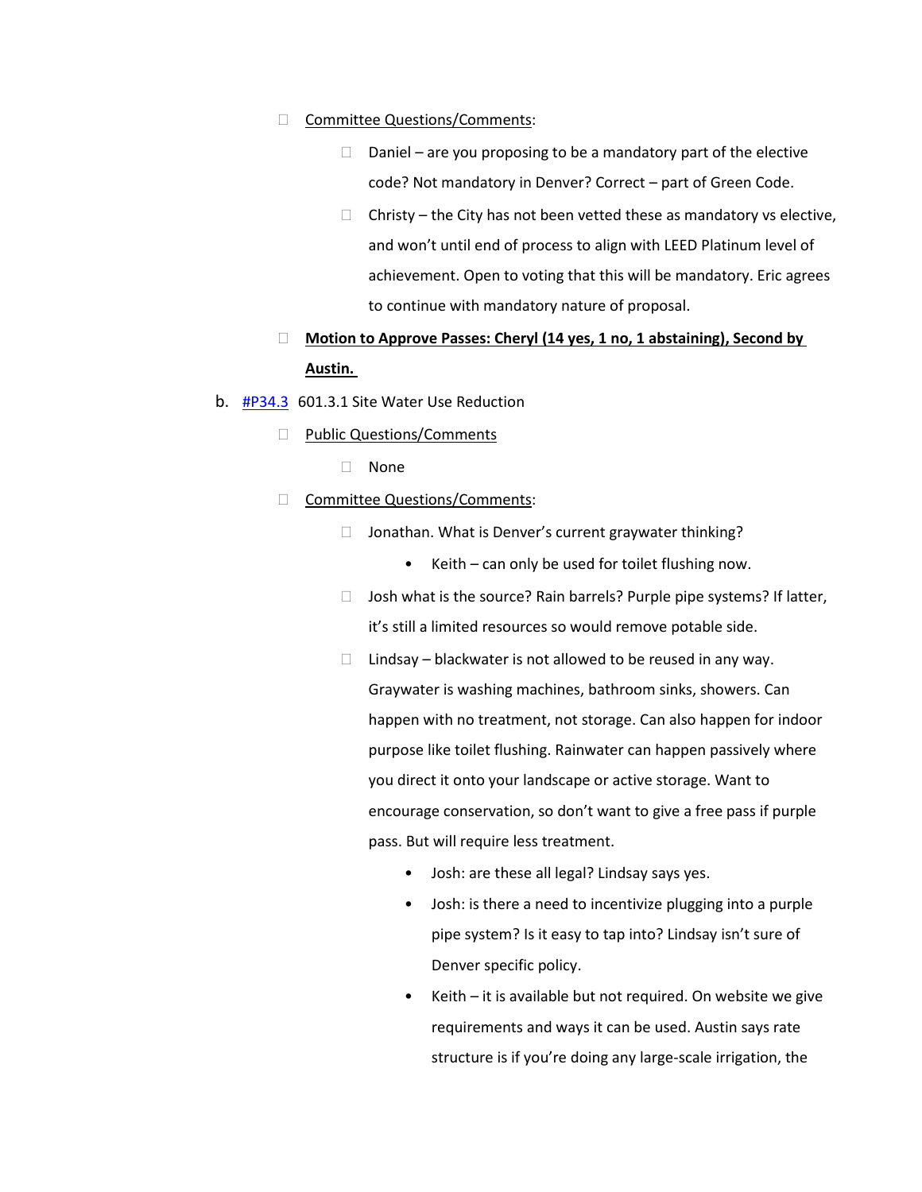- Committee Questions/Comments:
  - Daniel – are you proposing to be a mandatory part of the elective code? Not mandatory in Denver? Correct – part of Green Code.
  - Christy – the City has not been vetted these as mandatory vs elective, and won't until end of process to align with LEED Platinum level of achievement. Open to voting that this will be mandatory. Eric agrees to continue with mandatory nature of proposal.
- **Motion to Approve Passes: Cheryl (14 yes, 1 no, 1 abstaining), Second by Austin.**

b. [#P34.3](#P34.3) 601.3.1 Site Water Use Reduction

- Public Questions/Comments
  - None
- Committee Questions/Comments:
  - Jonathan. What is Denver's current graywater thinking?
    - Keith – can only be used for toilet flushing now.
  - Josh what is the source? Rain barrels? Purple pipe systems? If latter, it's still a limited resources so would remove potable side.
  - Lindsay – blackwater is not allowed to be reused in any way. Graywater is washing machines, bathroom sinks, showers. Can happen with no treatment, not storage. Can also happen for indoor purpose like toilet flushing. Rainwater can happen passively where you direct it onto your landscape or active storage. Want to encourage conservation, so don't want to give a free pass if purple pass. But will require less treatment.
    - Josh: are these all legal? Lindsay says yes.
    - Josh: is there a need to incentivize plugging into a purple pipe system? Is it easy to tap into? Lindsay isn't sure of Denver specific policy.
    - Keith – it is available but not required. On website we give requirements and ways it can be used. Austin says rate structure is if you're doing any large-scale irrigation, the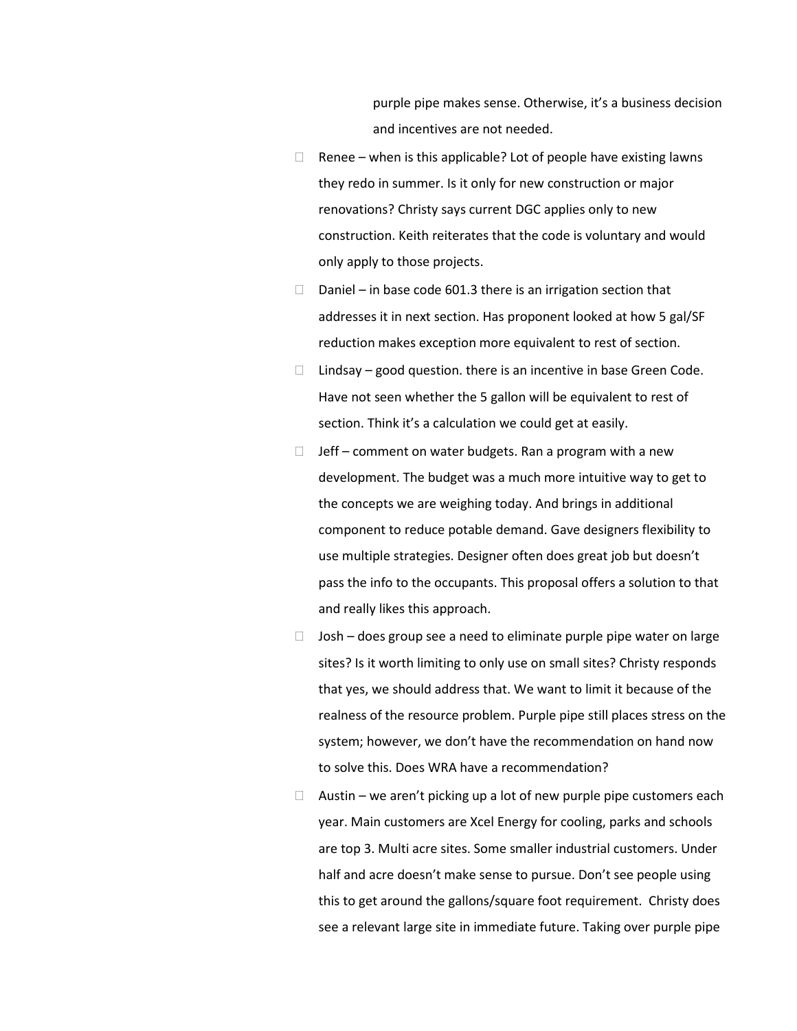purple pipe makes sense. Otherwise, it's a business decision and incentives are not needed.

- Renee – when is this applicable? Lot of people have existing lawns they redo in summer. Is it only for new construction or major renovations? Christy says current DGC applies only to new construction. Keith reiterates that the code is voluntary and would only apply to those projects.
- Daniel – in base code 601.3 there is an irrigation section that addresses it in next section. Has proponent looked at how 5 gal/SF reduction makes exception more equivalent to rest of section.
- Lindsay – good question. there is an incentive in base Green Code. Have not seen whether the 5 gallon will be equivalent to rest of section. Think it's a calculation we could get at easily.
- Jeff – comment on water budgets. Ran a program with a new development. The budget was a much more intuitive way to get to the concepts we are weighing today. And brings in additional component to reduce potable demand. Gave designers flexibility to use multiple strategies. Designer often does great job but doesn't pass the info to the occupants. This proposal offers a solution to that and really likes this approach.
- Josh – does group see a need to eliminate purple pipe water on large sites? Is it worth limiting to only use on small sites? Christy responds that yes, we should address that. We want to limit it because of the realness of the resource problem. Purple pipe still places stress on the system; however, we don't have the recommendation on hand now to solve this. Does WRA have a recommendation?
- Austin – we aren't picking up a lot of new purple pipe customers each year. Main customers are Xcel Energy for cooling, parks and schools are top 3. Multi acre sites. Some smaller industrial customers. Under half and acre doesn't make sense to pursue. Don't see people using this to get around the gallons/square foot requirement. Christy does see a relevant large site in immediate future. Taking over purple pipe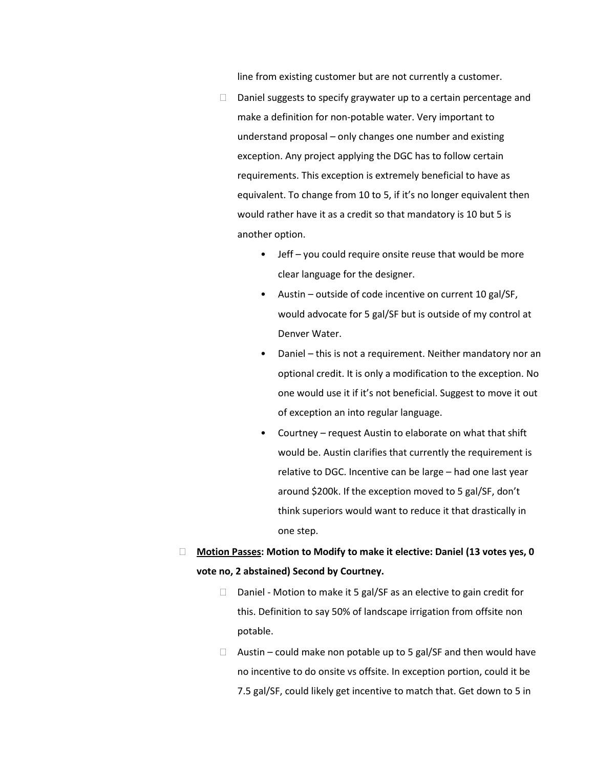line from existing customer but are not currently a customer.

- Daniel suggests to specify graywater up to a certain percentage and make a definition for non-potable water. Very important to understand proposal – only changes one number and existing exception. Any project applying the DGC has to follow certain requirements. This exception is extremely beneficial to have as equivalent. To change from 10 to 5, if it's no longer equivalent then would rather have it as a credit so that mandatory is 10 but 5 is another option.
  - Jeff – you could require onsite reuse that would be more clear language for the designer.
  - Austin – outside of code incentive on current 10 gal/SF, would advocate for 5 gal/SF but is outside of my control at Denver Water.
  - Daniel – this is not a requirement. Neither mandatory nor an optional credit. It is only a modification to the exception. No one would use it if it's not beneficial. Suggest to move it out of exception an into regular language.
  - Courtney – request Austin to elaborate on what that shift would be. Austin clarifies that currently the requirement is relative to DGC. Incentive can be large – had one last year around $200k. If the exception moved to 5 gal/SF, don't think superiors would want to reduce it that drastically in one step.

- **<u>Motion Passes</u>: Motion to Modify to make it elective: Daniel (13 votes yes, 0 vote no, 2 abstained) Second by Courtney.**
  - Daniel - Motion to make it 5 gal/SF as an elective to gain credit for this. Definition to say 50% of landscape irrigation from offsite non potable.
  - Austin – could make non potable up to 5 gal/SF and then would have no incentive to do onsite vs offsite. In exception portion, could it be 7.5 gal/SF, could likely get incentive to match that. Get down to 5 in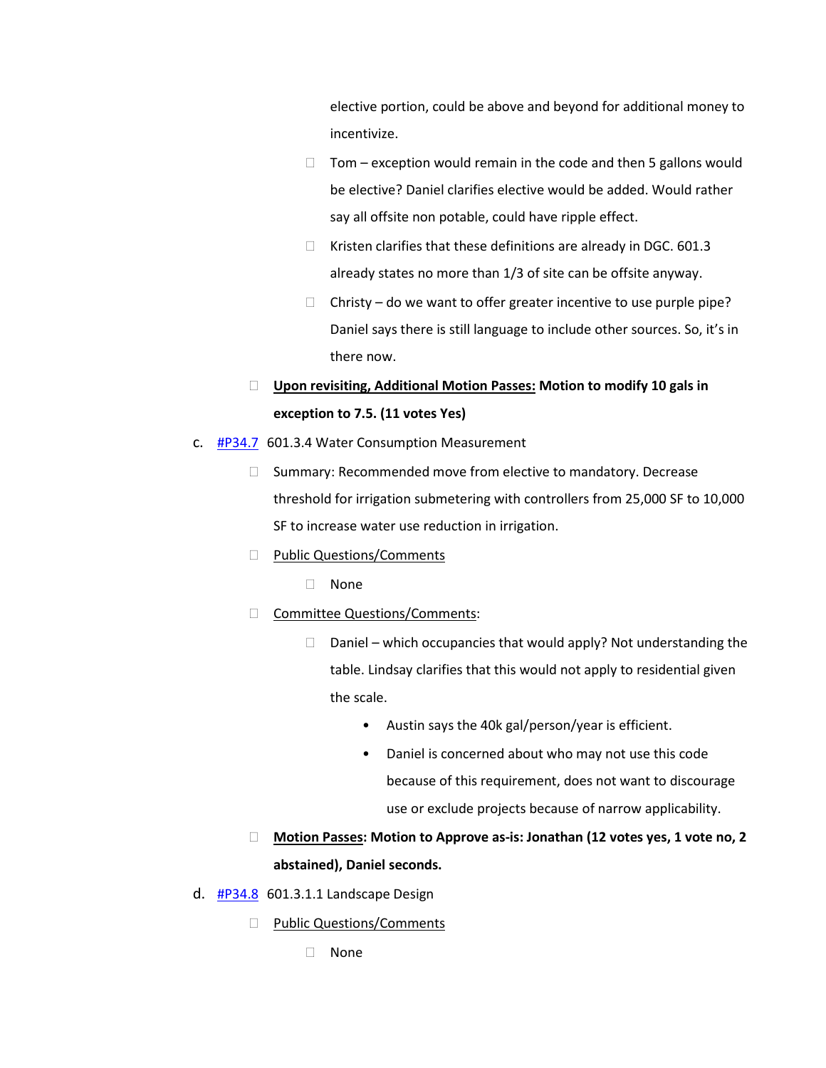elective portion, could be above and beyond for additional money to incentivize.

- Tom – exception would remain in the code and then 5 gallons would be elective? Daniel clarifies elective would be added. Would rather say all offsite non potable, could have ripple effect.
- Kristen clarifies that these definitions are already in DGC. 601.3 already states no more than 1/3 of site can be offsite anyway.
- Christy – do we want to offer greater incentive to use purple pipe? Daniel says there is still language to include other sources. So, it's in there now.

- **Upon revisiting, Additional Motion Passes: Motion to modify 10 gals in exception to 7.5. (11 votes Yes)**

c. #P34.7 601.3.4 Water Consumption Measurement

- Summary: Recommended move from elective to mandatory. Decrease threshold for irrigation submetering with controllers from 25,000 SF to 10,000 SF to increase water use reduction in irrigation.
- Public Questions/Comments
  - None
- Committee Questions/Comments:
  - Daniel – which occupancies that would apply? Not understanding the table. Lindsay clarifies that this would not apply to residential given the scale.
    - Austin says the 40k gal/person/year is efficient.
    - Daniel is concerned about who may not use this code because of this requirement, does not want to discourage use or exclude projects because of narrow applicability.
- **Motion Passes: Motion to Approve as-is: Jonathan (12 votes yes, 1 vote no, 2 abstained), Daniel seconds.**

d. #P34.8 601.3.1.1 Landscape Design

- Public Questions/Comments
  - None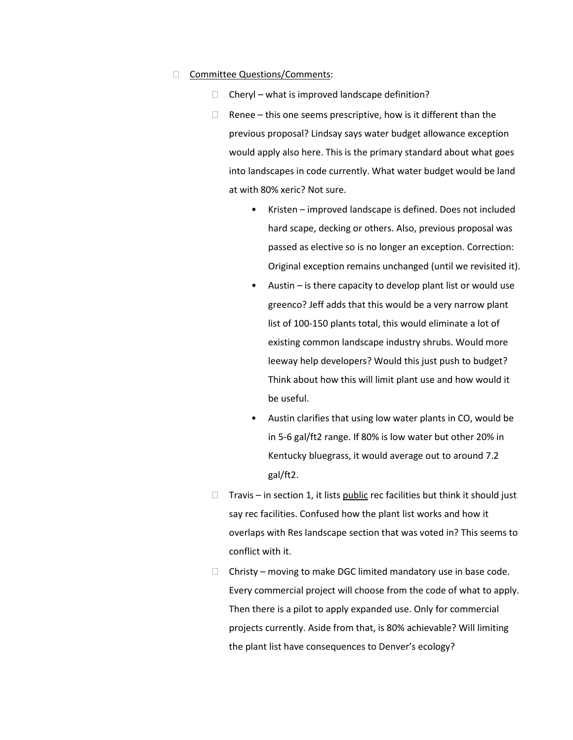- <u>Committee Questions/Comments</u>:
  - Cheryl – what is improved landscape definition?
  - Renee – this one seems prescriptive, how is it different than the previous proposal? Lindsay says water budget allowance exception would apply also here. This is the primary standard about what goes into landscapes in code currently. What water budget would be land at with 80% xeric? Not sure.
    - Kristen – improved landscape is defined. Does not included hard scape, decking or others. Also, previous proposal was passed as elective so is no longer an exception. Correction: Original exception remains unchanged (until we revisited it).
    - Austin – is there capacity to develop plant list or would use greenco? Jeff adds that this would be a very narrow plant list of 100-150 plants total, this would eliminate a lot of existing common landscape industry shrubs. Would more leeway help developers? Would this just push to budget? Think about how this will limit plant use and how would it be useful.
    - Austin clarifies that using low water plants in CO, would be in 5-6 gal/ft2 range. If 80% is low water but other 20% in Kentucky bluegrass, it would average out to around 7.2 gal/ft2.
  - Travis – in section 1, it lists <u>public</u> rec facilities but think it should just say rec facilities. Confused how the plant list works and how it overlaps with Res landscape section that was voted in? This seems to conflict with it.
  - Christy – moving to make DGC limited mandatory use in base code. Every commercial project will choose from the code of what to apply. Then there is a pilot to apply expanded use. Only for commercial projects currently. Aside from that, is 80% achievable? Will limiting the plant list have consequences to Denver's ecology?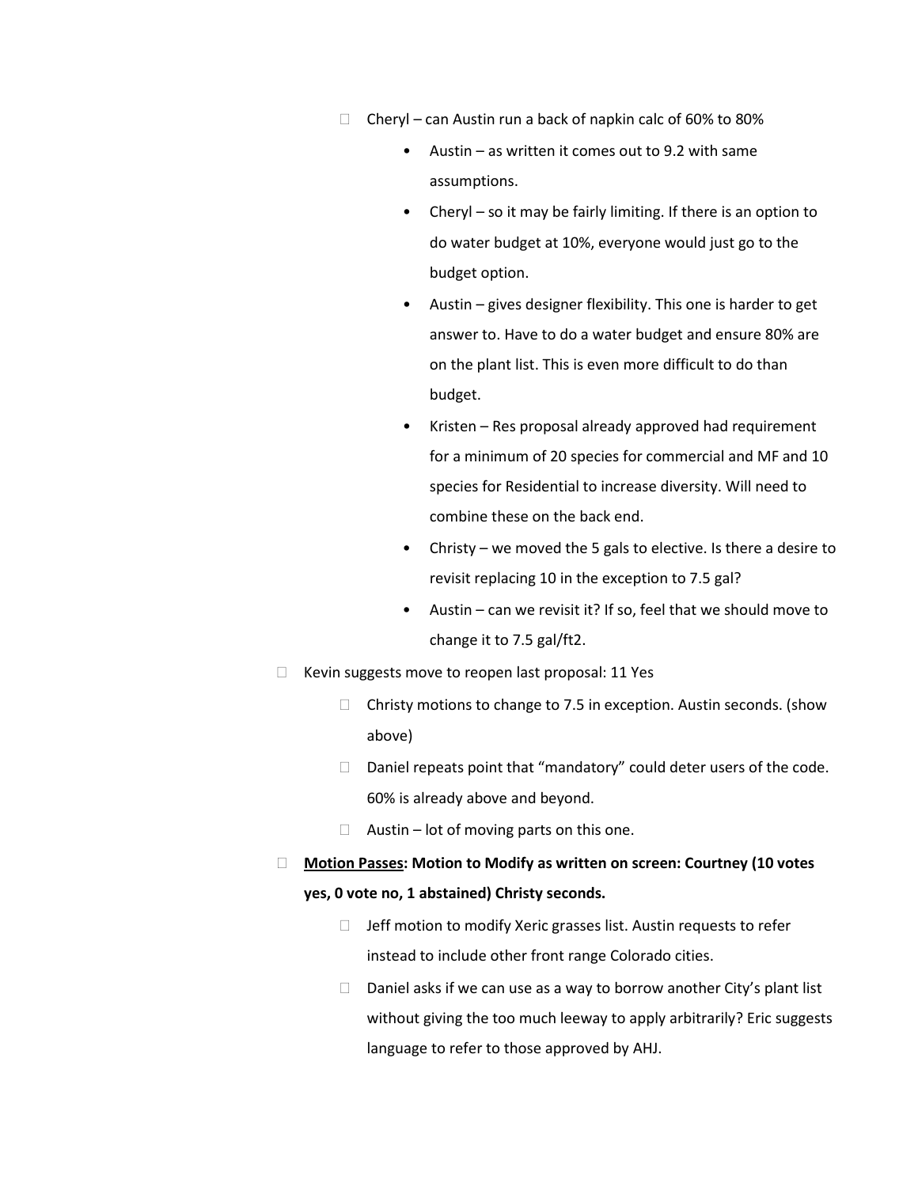- Cheryl – can Austin run a back of napkin calc of 60% to 80%
    - Austin – as written it comes out to 9.2 with same assumptions.
    - Cheryl – so it may be fairly limiting. If there is an option to do water budget at 10%, everyone would just go to the budget option.
    - Austin – gives designer flexibility. This one is harder to get answer to. Have to do a water budget and ensure 80% are on the plant list. This is even more difficult to do than budget.
    - Kristen – Res proposal already approved had requirement for a minimum of 20 species for commercial and MF and 10 species for Residential to increase diversity. Will need to combine these on the back end.
    - Christy – we moved the 5 gals to elective. Is there a desire to revisit replacing 10 in the exception to 7.5 gal?
    - Austin – can we revisit it? If so, feel that we should move to change it to 7.5 gal/ft2.

- Kevin suggests move to reopen last proposal: 11 Yes
    - Christy motions to change to 7.5 in exception. Austin seconds. (show above)
    - Daniel repeats point that "mandatory" could deter users of the code. 60% is already above and beyond.
    - Austin – lot of moving parts on this one.
- **<u>Motion Passes</u>: Motion to Modify as written on screen: Courtney (10 votes yes, 0 vote no, 1 abstained) Christy seconds.**
    - Jeff motion to modify Xeric grasses list. Austin requests to refer instead to include other front range Colorado cities.
    - Daniel asks if we can use as a way to borrow another City's plant list without giving the too much leeway to apply arbitrarily? Eric suggests language to refer to those approved by AHJ.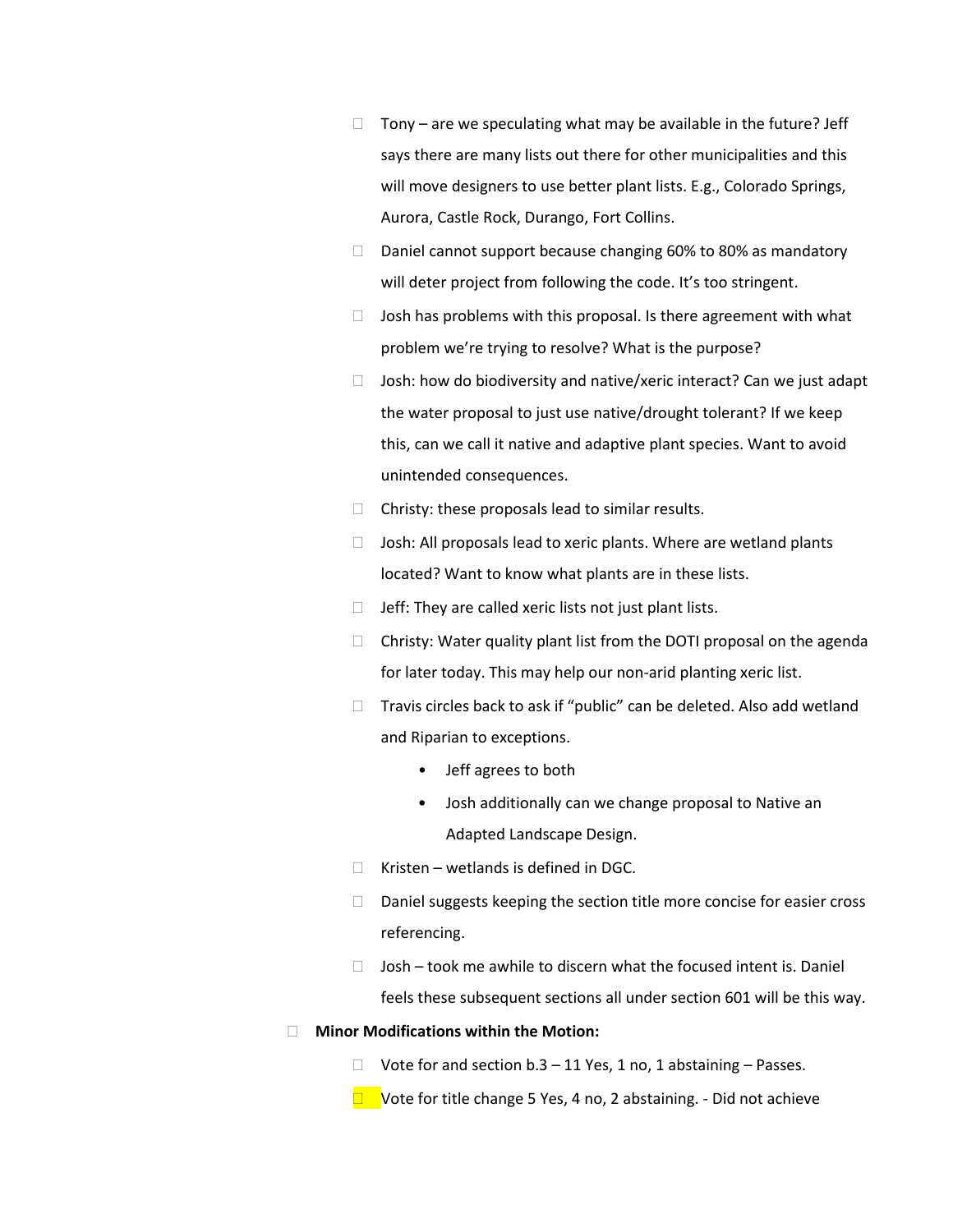- Tony – are we speculating what may be available in the future? Jeff says there are many lists out there for other municipalities and this will move designers to use better plant lists. E.g., Colorado Springs, Aurora, Castle Rock, Durango, Fort Collins.
- Daniel cannot support because changing 60% to 80% as mandatory will deter project from following the code. It's too stringent.
- Josh has problems with this proposal. Is there agreement with what problem we're trying to resolve? What is the purpose?
- Josh: how do biodiversity and native/xeric interact? Can we just adapt the water proposal to just use native/drought tolerant? If we keep this, can we call it native and adaptive plant species. Want to avoid unintended consequences.
- Christy: these proposals lead to similar results.
- Josh: All proposals lead to xeric plants. Where are wetland plants located? Want to know what plants are in these lists.
- Jeff: They are called xeric lists not just plant lists.
- Christy: Water quality plant list from the DOTI proposal on the agenda for later today. This may help our non-arid planting xeric list.
- Travis circles back to ask if "public" can be deleted. Also add wetland and Riparian to exceptions.
  - Jeff agrees to both
  - Josh additionally can we change proposal to Native an Adapted Landscape Design.
- Kristen – wetlands is defined in DGC.
- Daniel suggests keeping the section title more concise for easier cross referencing.
- Josh – took me awhile to discern what the focused intent is. Daniel feels these subsequent sections all under section 601 will be this way.

- **Minor Modifications within the Motion:**
  - Vote for and section b.3 – 11 Yes, 1 no, 1 abstaining – Passes.
  - Vote for title change 5 Yes, 4 no, 2 abstaining. - Did not achieve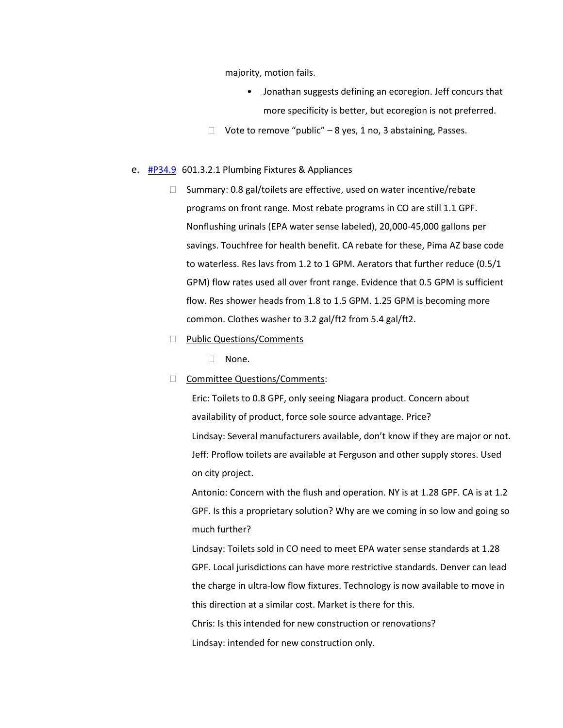majority, motion fails.

- Jonathan suggests defining an ecoregion. Jeff concurs that more specificity is better, but ecoregion is not preferred.

- Vote to remove "public" – 8 yes, 1 no, 3 abstaining, Passes.

e. [#P34.9](#) 601.3.2.1 Plumbing Fixtures & Appliances

- Summary: 0.8 gal/toilets are effective, used on water incentive/rebate programs on front range. Most rebate programs in CO are still 1.1 GPF. Nonflushing urinals (EPA water sense labeled), 20,000-45,000 gallons per savings. Touchfree for health benefit. CA rebate for these, Pima AZ base code to waterless. Res lavs from 1.2 to 1 GPM. Aerators that further reduce (0.5/1 GPM) flow rates used all over front range. Evidence that 0.5 GPM is sufficient flow. Res shower heads from 1.8 to 1.5 GPM. 1.25 GPM is becoming more common. Clothes washer to 3.2 gal/ft2 from 5.4 gal/ft2.
- Public Questions/Comments
  - None.
- Committee Questions/Comments:

  Eric: Toilets to 0.8 GPF, only seeing Niagara product. Concern about availability of product, force sole source advantage. Price?

  Lindsay: Several manufacturers available, don't know if they are major or not.

  Jeff: Proflow toilets are available at Ferguson and other supply stores. Used on city project.

  Antonio: Concern with the flush and operation. NY is at 1.28 GPF. CA is at 1.2 GPF. Is this a proprietary solution? Why are we coming in so low and going so much further?

  Lindsay: Toilets sold in CO need to meet EPA water sense standards at 1.28 GPF. Local jurisdictions can have more restrictive standards. Denver can lead the charge in ultra-low flow fixtures. Technology is now available to move in this direction at a similar cost. Market is there for this.

  Chris: Is this intended for new construction or renovations?

  Lindsay: intended for new construction only.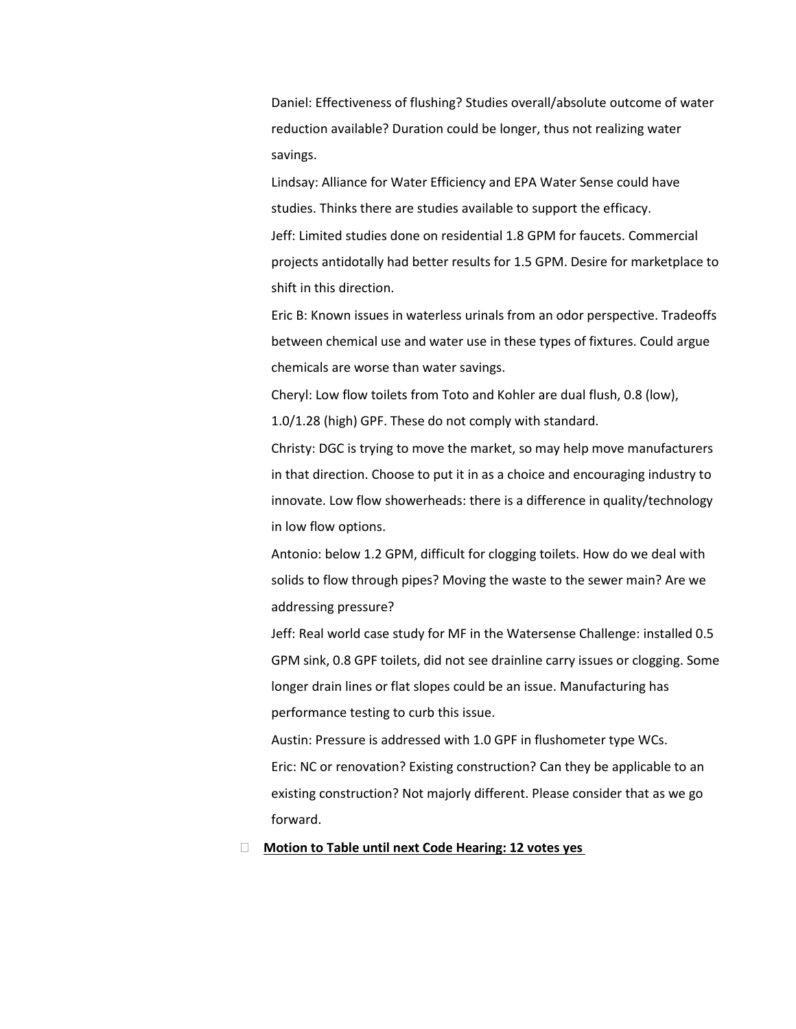Daniel: Effectiveness of flushing? Studies overall/absolute outcome of water reduction available? Duration could be longer, thus not realizing water savings.

Lindsay: Alliance for Water Efficiency and EPA Water Sense could have studies. Thinks there are studies available to support the efficacy.

Jeff: Limited studies done on residential 1.8 GPM for faucets. Commercial projects antidotally had better results for 1.5 GPM. Desire for marketplace to shift in this direction.

Eric B: Known issues in waterless urinals from an odor perspective. Tradeoffs between chemical use and water use in these types of fixtures. Could argue chemicals are worse than water savings.

Cheryl: Low flow toilets from Toto and Kohler are dual flush, 0.8 (low), 1.0/1.28 (high) GPF. These do not comply with standard.

Christy: DGC is trying to move the market, so may help move manufacturers in that direction. Choose to put it in as a choice and encouraging industry to innovate. Low flow showerheads: there is a difference in quality/technology in low flow options.

Antonio: below 1.2 GPM, difficult for clogging toilets. How do we deal with solids to flow through pipes? Moving the waste to the sewer main? Are we addressing pressure?

Jeff: Real world case study for MF in the Watersense Challenge: installed 0.5 GPM sink, 0.8 GPF toilets, did not see drainline carry issues or clogging. Some longer drain lines or flat slopes could be an issue. Manufacturing has performance testing to curb this issue.

Austin: Pressure is addressed with 1.0 GPF in flushometer type WCs.

Eric: NC or renovation? Existing construction? Can they be applicable to an existing construction? Not majorly different. Please consider that as we go forward.

- **Motion to Table until next Code Hearing: 12 votes yes**